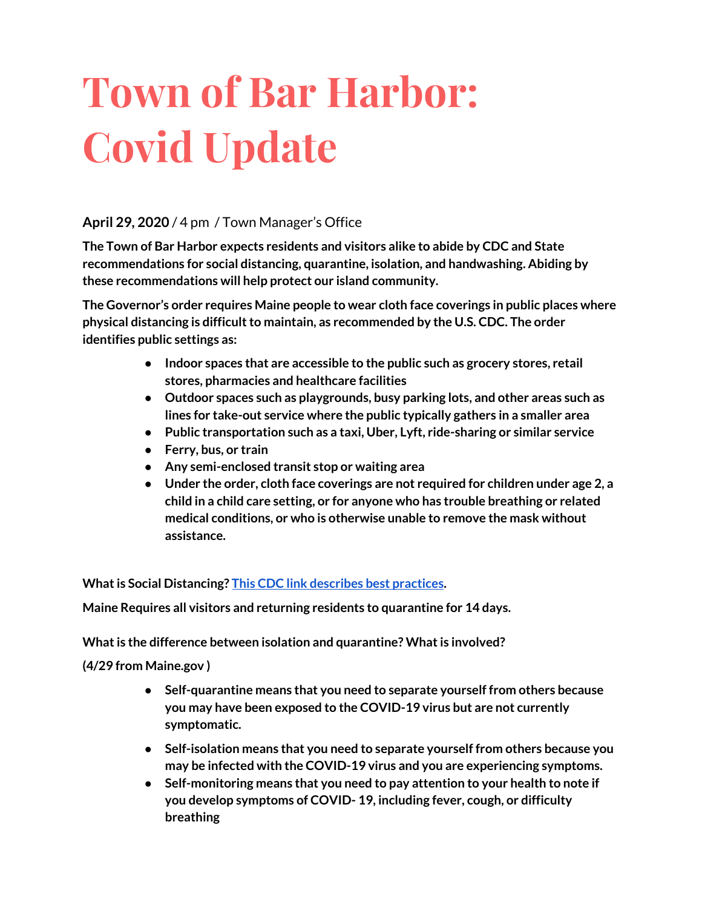# Town of Bar Harbor: Covid Update

**April 29, 2020** / 4 pm / Town Manager's Office

**The Town of Bar Harbor expects residents and visitors alike to abide by CDC and State recommendations for social distancing, quarantine, isolation, and handwashing. Abiding by these recommendations will help protect our island community.**

**The Governor's order requires Maine people to wear cloth face coverings in public places where physical distancing is difficult to maintain, as recommended by the U.S. CDC. The order identifies public settings as:**

- **Indoor spaces that are accessible to the public such as grocery stores, retail stores, pharmacies and healthcare facilities**
- **Outdoor spaces such as playgrounds, busy parking lots, and other areas such as lines for take-out service where the public typically gathers in a smaller area**
- **Public transportation such as a taxi, Uber, Lyft, ride-sharing or similar service**
- **Ferry, bus, or train**
- **Any semi-enclosed transit stop or waiting area**
- **Under the order, cloth face coverings are not required for children under age 2, a child in a child care setting, or for anyone who has trouble breathing or related medical conditions, or who is otherwise unable to remove the mask without assistance.**

**What is Social Distancing? [This CDC link describes best practices](#).**

**Maine Requires all visitors and returning residents to quarantine for 14 days.**

**What is the difference between isolation and quarantine? What is involved?**

**(4/29 from Maine.gov )**

- **Self-quarantine means that you need to separate yourself from others because you may have been exposed to the COVID-19 virus but are not currently symptomatic.**
- **Self-isolation means that you need to separate yourself from others because you may be infected with the COVID-19 virus and you are experiencing symptoms.**
- **Self-monitoring means that you need to pay attention to your health to note if you develop symptoms of COVID- 19, including fever, cough, or difficulty breathing**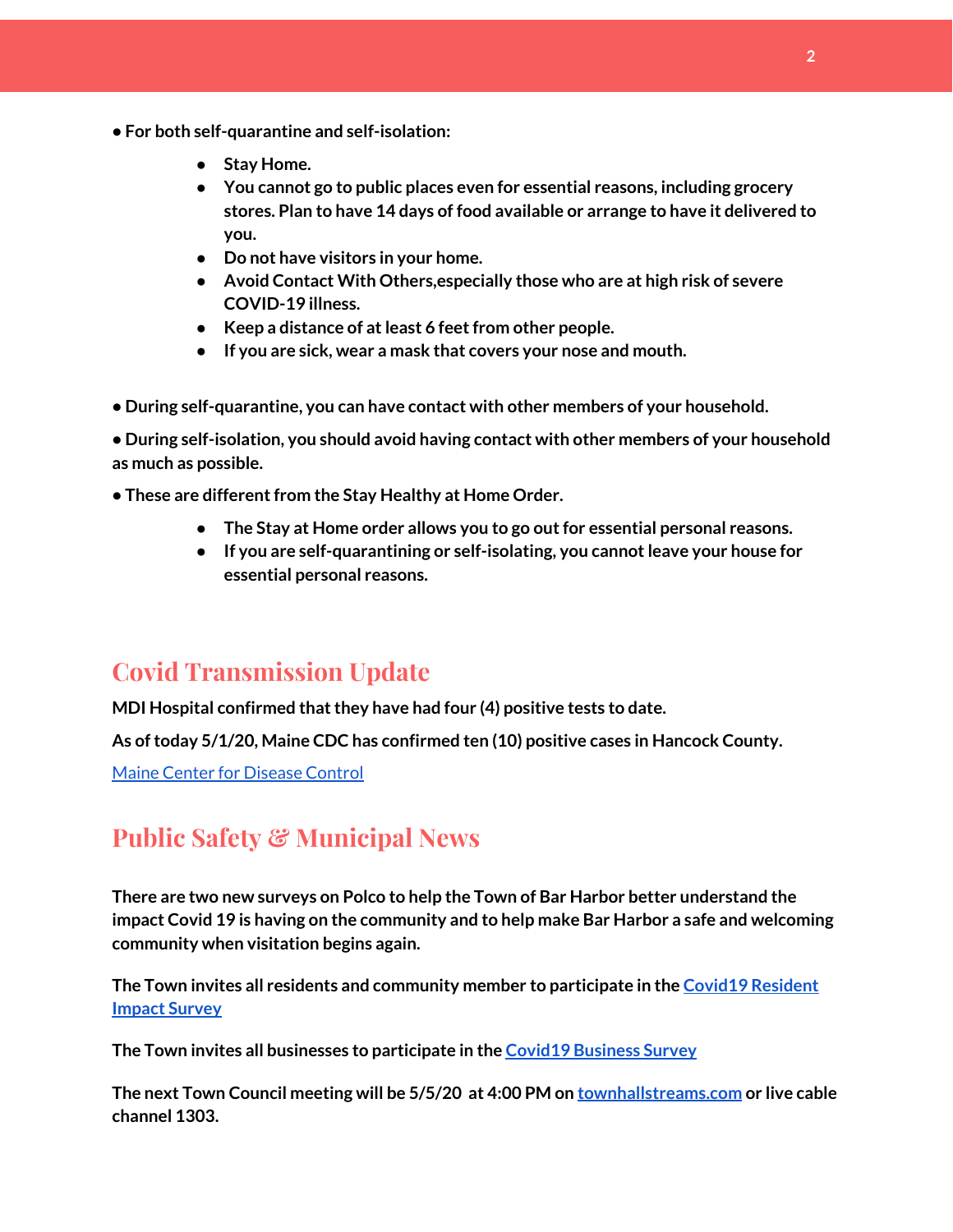**• For both self-quarantine and self-isolation:**

- **Stay Home.**
- **You cannot go to public places even for essential reasons, including grocery stores. Plan to have 14 days of food available or arrange to have it delivered to you.**
- **Do not have visitors in your home.**
- **Avoid Contact With Others,especially those who are at high risk of severe COVID-19 illness.**
- **Keep a distance of at least 6 feet from other people.**
- **If you are sick, wear a mask that covers your nose and mouth.**

**• During self-quarantine, you can have contact with other members of your household.**

**• During self-isolation, you should avoid having contact with other members of your household as much as possible.**

**• These are different from the Stay Healthy at Home Order.**

- **The Stay at Home order allows you to go out for essential personal reasons.**
- **If you are self-quarantining or self-isolating, you cannot leave your house for essential personal reasons.**

## Covid Transmission Update

**MDI Hospital confirmed that they have had four (4) positive tests to date.**

**As of today 5/1/20, Maine CDC has confirmed ten (10) positive cases in Hancock County.**

[Maine Center for Disease Control]

## Public Safety & Municipal News

**There are two new surveys on Polco to help the Town of Bar Harbor better understand the impact Covid 19 is having on the community and to help make Bar Harbor a safe and welcoming community when visitation begins again.**

**The Town invites all residents and community member to participate in the [Covid19 Resident Impact Survey]**

**The Town invites all businesses to participate in the [Covid19 Business Survey]**

**The next Town Council meeting will be 5/5/20 at 4:00 PM on [townhallstreams.com] or live cable channel 1303.**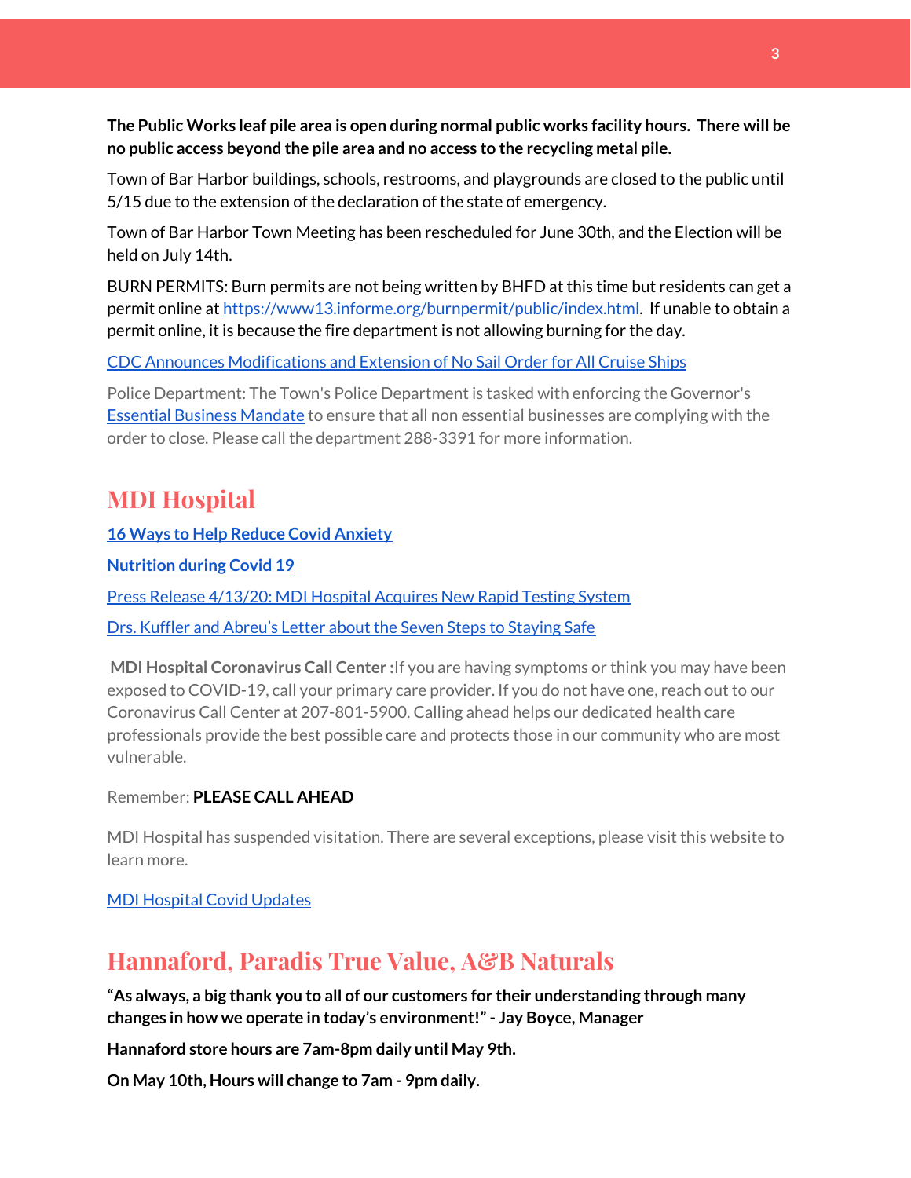**The Public Works leaf pile area is open during normal public works facility hours. There will be no public access beyond the pile area and no access to the recycling metal pile.**

Town of Bar Harbor buildings, schools, restrooms, and playgrounds are closed to the public until 5/15 due to the extension of the declaration of the state of emergency.

Town of Bar Harbor Town Meeting has been rescheduled for June 30th, and the Election will be held on July 14th.

BURN PERMITS: Burn permits are not being written by BHFD at this time but residents can get a permit online at [https://www13.informe.org/burnpermit/public/index.html](https://www13.informe.org/burnpermit/public/index.html). If unable to obtain a permit online, it is because the fire department is not allowing burning for the day.

[CDC Announces Modifications and Extension of No Sail Order for All Cruise Ships]()

Police Department: The Town's Police Department is tasked with enforcing the Governor's [Essential Business Mandate]() to ensure that all non essential businesses are complying with the order to close. Please call the department 288-3391 for more information.

## MDI Hospital

**[16 Ways to Help Reduce Covid Anxiety]()**

**[Nutrition during Covid 19]()**

[Press Release 4/13/20: MDI Hospital Acquires New Rapid Testing System]()

[Drs. Kuffler and Abreu's Letter about the Seven Steps to Staying Safe]()

**MDI Hospital Coronavirus Call Center :**If you are having symptoms or think you may have been exposed to COVID-19, call your primary care provider. If you do not have one, reach out to our Coronavirus Call Center at 207-801-5900. Calling ahead helps our dedicated health care professionals provide the best possible care and protects those in our community who are most vulnerable.

Remember: **PLEASE CALL AHEAD**

MDI Hospital has suspended visitation. There are several exceptions, please visit this website to learn more.

[MDI Hospital Covid Updates]()

## Hannaford, Paradis True Value, A&B Naturals

**"As always, a big thank you to all of our customers for their understanding through many changes in how we operate in today's environment!" - Jay Boyce, Manager**

**Hannaford store hours are 7am-8pm daily until May 9th.**

**On May 10th, Hours will change to 7am - 9pm daily.**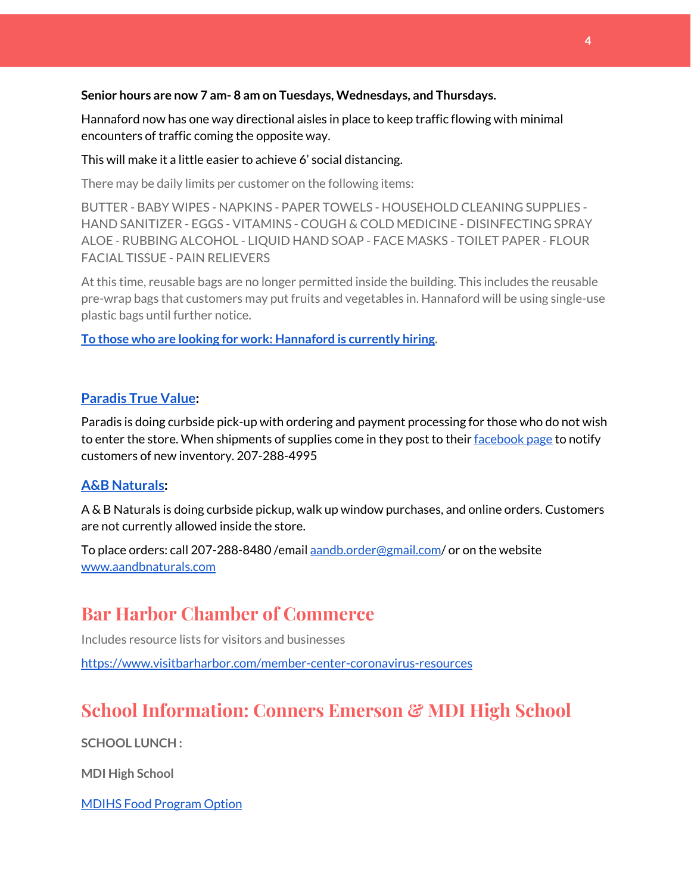**Senior hours are now 7 am- 8 am on Tuesdays, Wednesdays, and Thursdays.**

Hannaford now has one way directional aisles in place to keep traffic flowing with minimal encounters of traffic coming the opposite way.

This will make it a little easier to achieve 6' social distancing.

There may be daily limits per customer on the following items:

BUTTER - BABY WIPES - NAPKINS - PAPER TOWELS - HOUSEHOLD CLEANING SUPPLIES - HAND SANITIZER - EGGS - VITAMINS - COUGH & COLD MEDICINE - DISINFECTING SPRAY ALOE - RUBBING ALCOHOL - LIQUID HAND SOAP - FACE MASKS - TOILET PAPER - FLOUR FACIAL TISSUE - PAIN RELIEVERS

At this time, reusable bags are no longer permitted inside the building. This includes the reusable pre-wrap bags that customers may put fruits and vegetables in. Hannaford will be using single-use plastic bags until further notice.

**To those who are looking for work: Hannaford is currently hiring.**

**Paradis True Value:**

Paradis is doing curbside pick-up with ordering and payment processing for those who do not wish to enter the store. When shipments of supplies come in they post to their facebook page to notify customers of new inventory. 207-288-4995

**A&B Naturals:**

A & B Naturals is doing curbside pickup, walk up window purchases, and online orders. Customers are not currently allowed inside the store.

To place orders: call 207-288-8480 /email aandb.order@gmail.com/ or on the website www.aandbnaturals.com

## Bar Harbor Chamber of Commerce

Includes resource lists for visitors and businesses

https://www.visitbarharbor.com/member-center-coronavirus-resources

## School Information: Conners Emerson & MDI High School

**SCHOOL LUNCH :**

**MDI High School**

MDIHS Food Program Option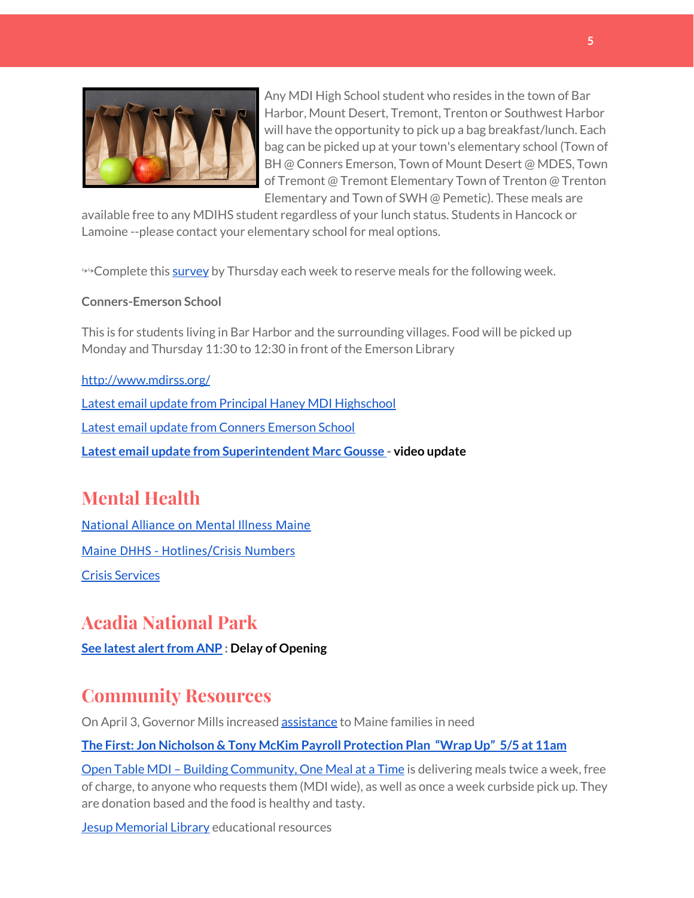Any MDI High School student who resides in the town of Bar Harbor, Mount Desert, Tremont, Trenton or Southwest Harbor will have the opportunity to pick up a bag breakfast/lunch. Each bag can be picked up at your town's elementary school (Town of BH @ Conners Emerson, Town of Mount Desert @ MDES, Town of Tremont @ Tremont Elementary Town of Trenton @ Trenton Elementary and Town of SWH @ Pemetic). These meals are available free to any MDIHS student regardless of your lunch status. Students in Hancock or Lamoine --please contact your elementary school for meal options.

↬Complete this survey by Thursday each week to reserve meals for the following week.

**Conners-Emerson School**

This is for students living in Bar Harbor and the surrounding villages. Food will be picked up Monday and Thursday 11:30 to 12:30 in front of the Emerson Library

http://www.mdirss.org/

Latest email update from Principal Haney MDI Highschool

Latest email update from Conners Emerson School

**Latest email update from Superintendent Marc Gousse - video update**

## Mental Health

National Alliance on Mental Illness Maine

Maine DHHS - Hotlines/Crisis Numbers

Crisis Services

## Acadia National Park

**See latest alert from ANP : Delay of Opening**

## Community Resources

On April 3, Governor Mills increased assistance to Maine families in need

**The First: Jon Nicholson & Tony McKim Payroll Protection Plan "Wrap Up" 5/5 at 11am**

Open Table MDI – Building Community, One Meal at a Time is delivering meals twice a week, free of charge, to anyone who requests them (MDI wide), as well as once a week curbside pick up. They are donation based and the food is healthy and tasty.

Jesup Memorial Library educational resources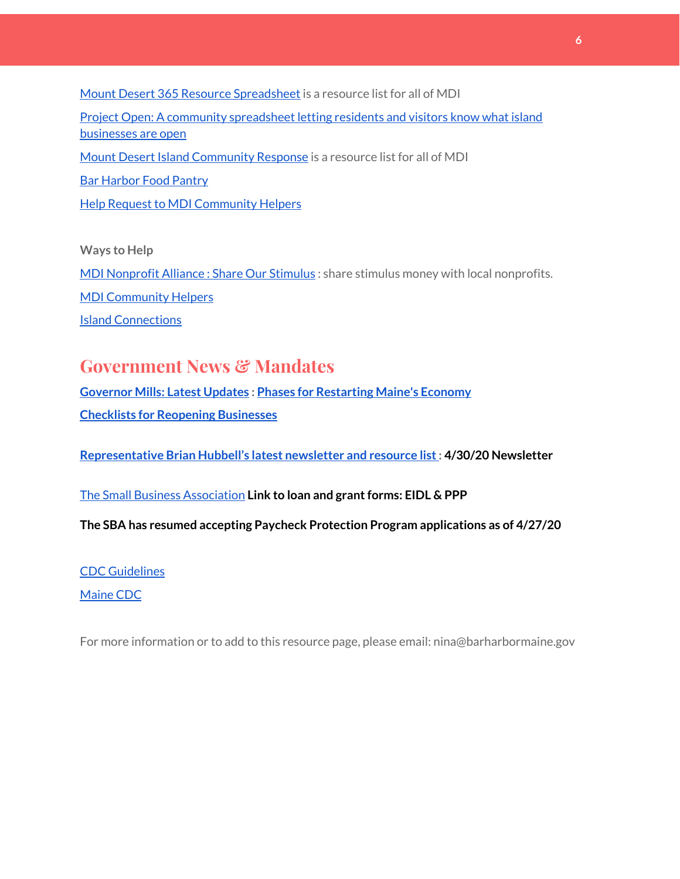Mount Desert 365 Resource Spreadsheet is a resource list for all of MDI

Project Open: A community spreadsheet letting residents and visitors know what island businesses are open

Mount Desert Island Community Response is a resource list for all of MDI

Bar Harbor Food Pantry

Help Request to MDI Community Helpers

**Ways to Help**

MDI Nonprofit Alliance : Share Our Stimulus : share stimulus money with local nonprofits.

MDI Community Helpers

Island Connections

## Government News & Mandates

**Governor Mills: Latest Updates : Phases for Restarting Maine's Economy**

**Checklists for Reopening Businesses**

**Representative Brian Hubbell's latest newsletter and resource list : 4/30/20 Newsletter**

The Small Business Association **Link to loan and grant forms: EIDL & PPP**

**The SBA has resumed accepting Paycheck Protection Program applications as of 4/27/20**

CDC Guidelines

Maine CDC

For more information or to add to this resource page, please email: nina@barharbormaine.gov